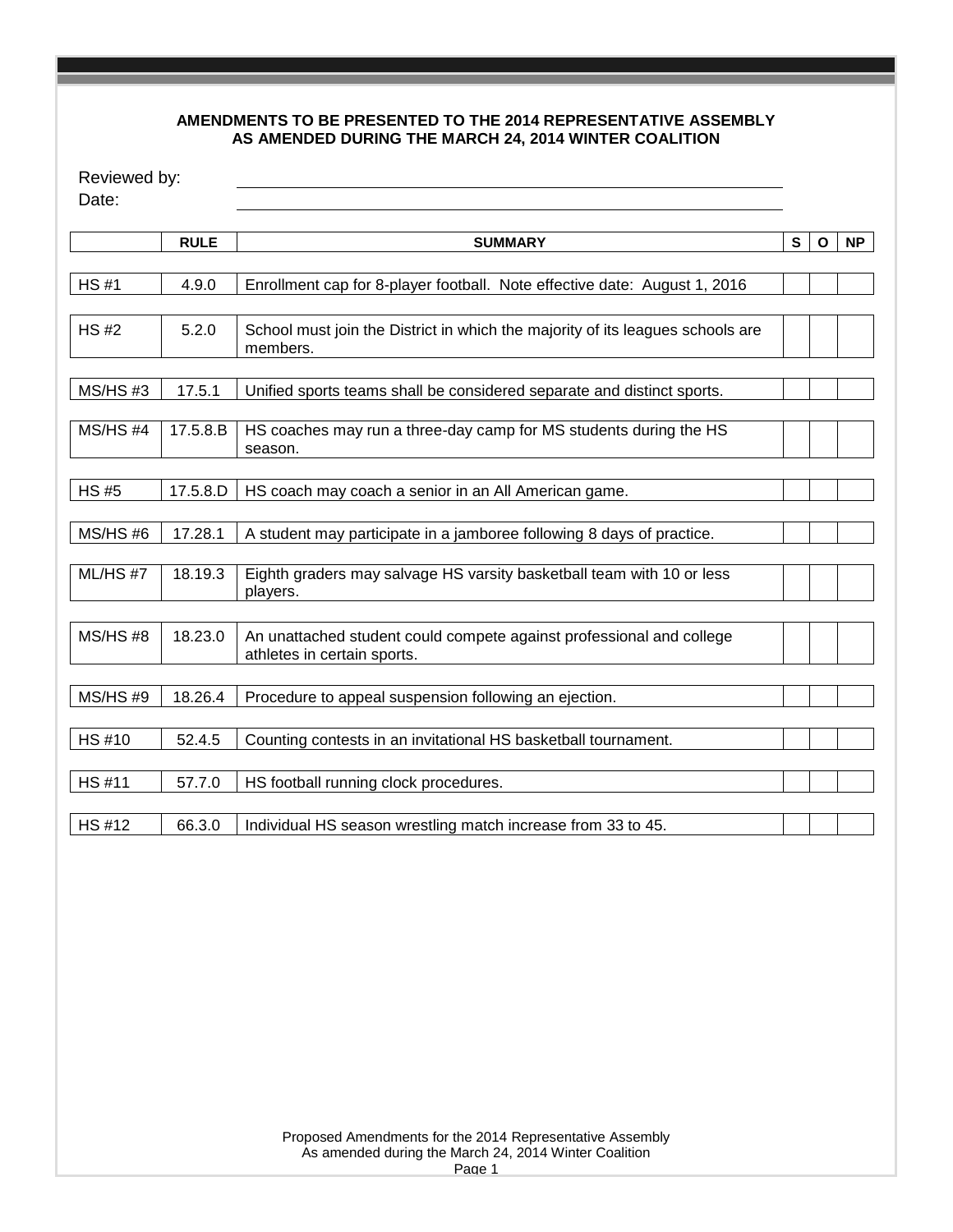## AMENDMENTS TO BE PRESENTED TO THE 2014 REPRESENTATIVE ASSEMBLY AS AMENDED DURING THE MARCH 24, 2014 WINTER COALITION

Reviewed by: ______________________________

Date: ______________________________

| | RULE | SUMMARY | S | O | NP |
|---|---|---|---|---|---|
| HS #1 | 4.9.0 | Enrollment cap for 8-player football. Note effective date: August 1, 2016 | | | |
| HS #2 | 5.2.0 | School must join the District in which the majority of its leagues schools are members. | | | |
| MS/HS #3 | 17.5.1 | Unified sports teams shall be considered separate and distinct sports. | | | |
| MS/HS #4 | 17.5.8.B | HS coaches may run a three-day camp for MS students during the HS season. | | | |
| HS #5 | 17.5.8.D | HS coach may coach a senior in an All American game. | | | |
| MS/HS #6 | 17.28.1 | A student may participate in a jamboree following 8 days of practice. | | | |
| ML/HS #7 | 18.19.3 | Eighth graders may salvage HS varsity basketball team with 10 or less players. | | | |
| MS/HS #8 | 18.23.0 | An unattached student could compete against professional and college athletes in certain sports. | | | |
| MS/HS #9 | 18.26.4 | Procedure to appeal suspension following an ejection. | | | |
| HS #10 | 52.4.5 | Counting contests in an invitational HS basketball tournament. | | | |
| HS #11 | 57.7.0 | HS football running clock procedures. | | | |
| HS #12 | 66.3.0 | Individual HS season wrestling match increase from 33 to 45. | | | |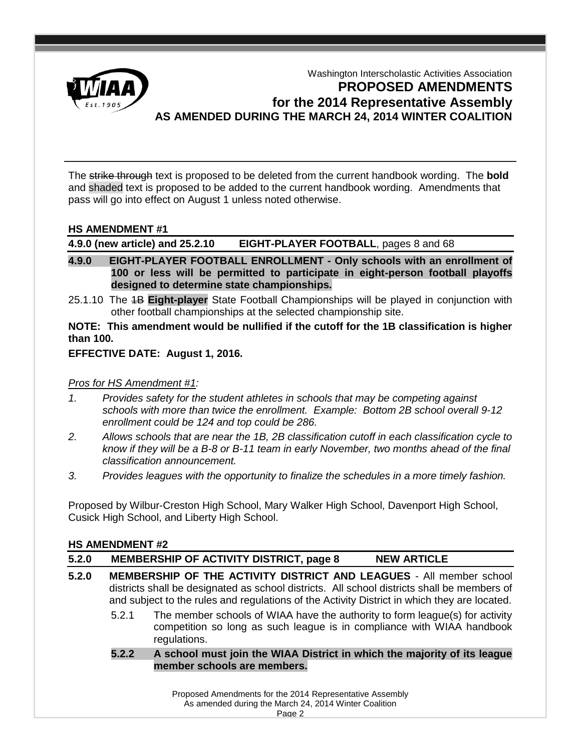Washington Interscholastic Activities Association

# PROPOSED AMENDMENTS for the 2014 Representative Assembly

## AS AMENDED DURING THE MARCH 24, 2014 WINTER COALITION

The ~~strike through~~ text is proposed to be deleted from the current handbook wording. The **bold** and shaded text is proposed to be added to the current handbook wording. Amendments that pass will go into effect on August 1 unless noted otherwise.

### HS AMENDMENT #1

**4.9.0 (new article) and 25.2.10 EIGHT-PLAYER FOOTBALL**, pages 8 and 68

**4.9.0 EIGHT-PLAYER FOOTBALL ENROLLMENT - Only schools with an enrollment of 100 or less will be permitted to participate in eight-person football playoffs designed to determine state championships.**

25.1.10 The ~~1B~~ **Eight-player** State Football Championships will be played in conjunction with other football championships at the selected championship site.

**NOTE: This amendment would be nullified if the cutoff for the 1B classification is higher than 100.**

**EFFECTIVE DATE: August 1, 2016.**

*Pros for HS Amendment #1:*

1. *Provides safety for the student athletes in schools that may be competing against schools with more than twice the enrollment. Example: Bottom 2B school overall 9-12 enrollment could be 124 and top could be 286.*
2. *Allows schools that are near the 1B, 2B classification cutoff in each classification cycle to know if they will be a B-8 or B-11 team in early November, two months ahead of the final classification announcement.*
3. *Provides leagues with the opportunity to finalize the schedules in a more timely fashion.*

Proposed by Wilbur-Creston High School, Mary Walker High School, Davenport High School, Cusick High School, and Liberty High School.

### HS AMENDMENT #2

**5.2.0 MEMBERSHIP OF ACTIVITY DISTRICT, page 8 NEW ARTICLE**

**5.2.0 MEMBERSHIP OF THE ACTIVITY DISTRICT AND LEAGUES** - All member school districts shall be designated as school districts. All school districts shall be members of and subject to the rules and regulations of the Activity District in which they are located.

5.2.1 The member schools of WIAA have the authority to form league(s) for activity competition so long as such league is in compliance with WIAA handbook regulations.

**5.2.2 A school must join the WIAA District in which the majority of its league member schools are members.**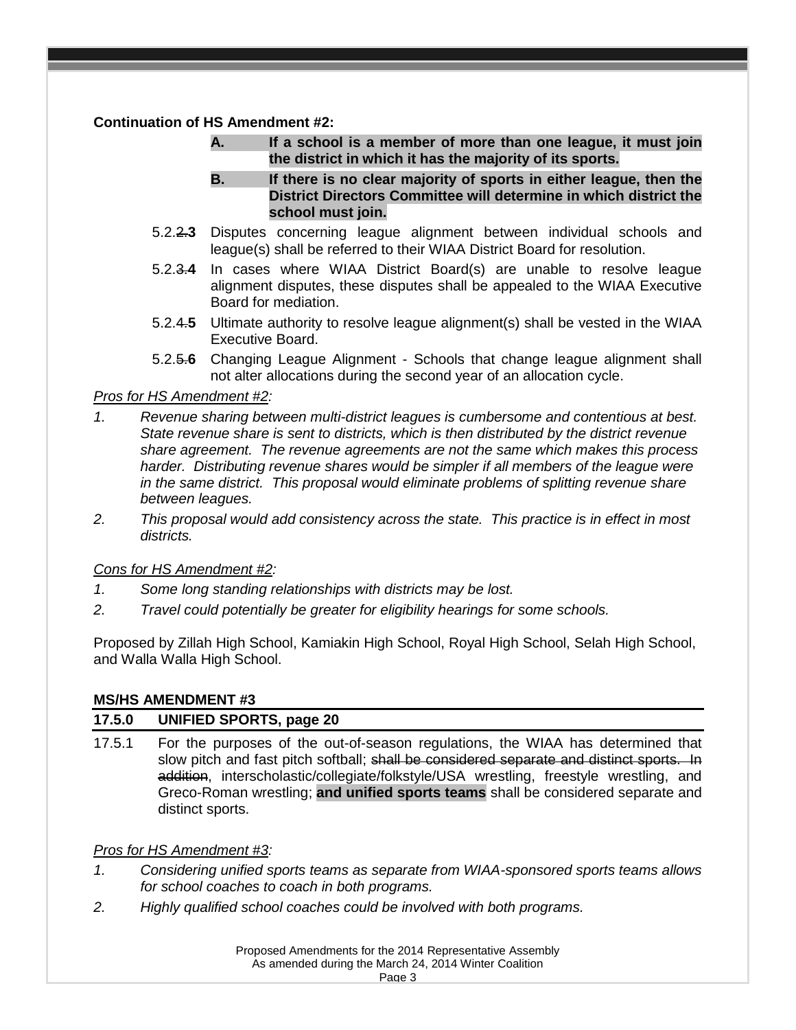**Continuation of HS Amendment #2:**

> **A. If a school is a member of more than one league, it must join the district in which it has the majority of its sports.**
>
> **B. If there is no clear majority of sports in either league, then the District Directors Committee will determine in which district the school must join.**

5.2.~~2.~~**3** Disputes concerning league alignment between individual schools and league(s) shall be referred to their WIAA District Board for resolution.

5.2.~~3.~~**4** In cases where WIAA District Board(s) are unable to resolve league alignment disputes, these disputes shall be appealed to the WIAA Executive Board for mediation.

5.2.~~4.~~**5** Ultimate authority to resolve league alignment(s) shall be vested in the WIAA Executive Board.

5.2.~~5.~~**6** Changing League Alignment - Schools that change league alignment shall not alter allocations during the second year of an allocation cycle.

*Pros for HS Amendment #2:*

1. *Revenue sharing between multi-district leagues is cumbersome and contentious at best. State revenue share is sent to districts, which is then distributed by the district revenue share agreement. The revenue agreements are not the same which makes this process harder. Distributing revenue shares would be simpler if all members of the league were in the same district. This proposal would eliminate problems of splitting revenue share between leagues.*
2. *This proposal would add consistency across the state. This practice is in effect in most districts.*

*Cons for HS Amendment #2:*

1. *Some long standing relationships with districts may be lost.*
2. *Travel could potentially be greater for eligibility hearings for some schools.*

Proposed by Zillah High School, Kamiakin High School, Royal High School, Selah High School, and Walla Walla High School.

**MS/HS AMENDMENT #3**

**17.5.0 UNIFIED SPORTS, page 20**

17.5.1 For the purposes of the out-of-season regulations, the WIAA has determined that slow pitch and fast pitch softball; ~~shall be considered separate and distinct sports. In addition~~, interscholastic/collegiate/folkstyle/USA wrestling, freestyle wrestling, and Greco-Roman wrestling; **and unified sports teams** shall be considered separate and distinct sports.

*Pros for HS Amendment #3:*

1. *Considering unified sports teams as separate from WIAA-sponsored sports teams allows for school coaches to coach in both programs.*
2. *Highly qualified school coaches could be involved with both programs.*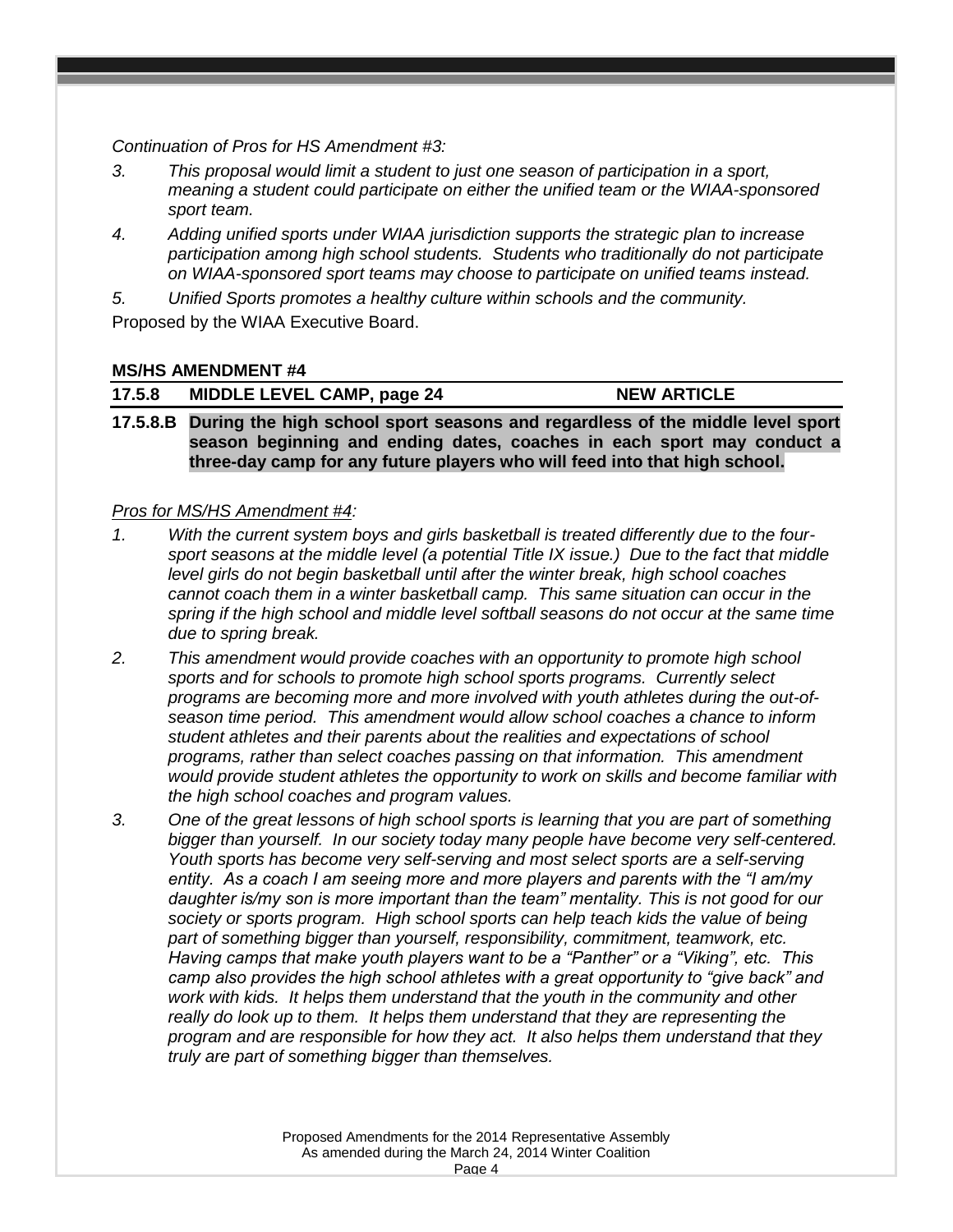*Continuation of Pros for HS Amendment #3:*

3. *This proposal would limit a student to just one season of participation in a sport, meaning a student could participate on either the unified team or the WIAA-sponsored sport team.*
4. *Adding unified sports under WIAA jurisdiction supports the strategic plan to increase participation among high school students. Students who traditionally do not participate on WIAA-sponsored sport teams may choose to participate on unified teams instead.*
5. *Unified Sports promotes a healthy culture within schools and the community.*

Proposed by the WIAA Executive Board.

**MS/HS AMENDMENT #4**

| **17.5.8** | **MIDDLE LEVEL CAMP, page 24** | **NEW ARTICLE** |
|---|---|---|

**17.5.8.B During the high school sport seasons and regardless of the middle level sport season beginning and ending dates, coaches in each sport may conduct a three-day camp for any future players who will feed into that high school.**

*Pros for MS/HS Amendment #4:*

1. *With the current system boys and girls basketball is treated differently due to the four-sport seasons at the middle level (a potential Title IX issue.) Due to the fact that middle level girls do not begin basketball until after the winter break, high school coaches cannot coach them in a winter basketball camp. This same situation can occur in the spring if the high school and middle level softball seasons do not occur at the same time due to spring break.*
2. *This amendment would provide coaches with an opportunity to promote high school sports and for schools to promote high school sports programs. Currently select programs are becoming more and more involved with youth athletes during the out-of-season time period. This amendment would allow school coaches a chance to inform student athletes and their parents about the realities and expectations of school programs, rather than select coaches passing on that information. This amendment would provide student athletes the opportunity to work on skills and become familiar with the high school coaches and program values.*
3. *One of the great lessons of high school sports is learning that you are part of something bigger than yourself. In our society today many people have become very self-centered. Youth sports has become very self-serving and most select sports are a self-serving entity. As a coach I am seeing more and more players and parents with the "I am/my daughter is/my son is more important than the team" mentality. This is not good for our society or sports program. High school sports can help teach kids the value of being part of something bigger than yourself, responsibility, commitment, teamwork, etc. Having camps that make youth players want to be a "Panther" or a "Viking", etc. This camp also provides the high school athletes with a great opportunity to "give back" and work with kids. It helps them understand that the youth in the community and other really do look up to them. It helps them understand that they are representing the program and are responsible for how they act. It also helps them understand that they truly are part of something bigger than themselves.*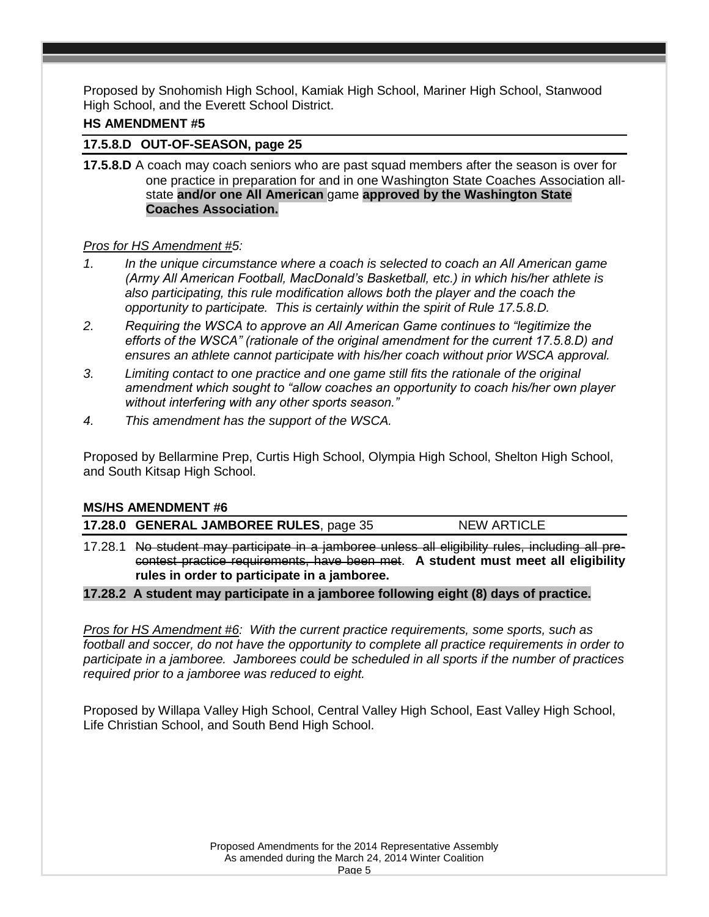Proposed by Snohomish High School, Kamiak High School, Mariner High School, Stanwood High School, and the Everett School District.

**HS AMENDMENT #5**

**17.5.8.D OUT-OF-SEASON, page 25**

**17.5.8.D** A coach may coach seniors who are past squad members after the season is over for one practice in preparation for and in one Washington State Coaches Association all-state **and/or one All American** game **approved by the Washington State Coaches Association.**

*Pros for HS Amendment #5:*

1. *In the unique circumstance where a coach is selected to coach an All American game (Army All American Football, MacDonald's Basketball, etc.) in which his/her athlete is also participating, this rule modification allows both the player and the coach the opportunity to participate. This is certainly within the spirit of Rule 17.5.8.D.*
2. *Requiring the WSCA to approve an All American Game continues to "legitimize the efforts of the WSCA" (rationale of the original amendment for the current 17.5.8.D) and ensures an athlete cannot participate with his/her coach without prior WSCA approval.*
3. *Limiting contact to one practice and one game still fits the rationale of the original amendment which sought to "allow coaches an opportunity to coach his/her own player without interfering with any other sports season."*
4. *This amendment has the support of the WSCA.*

Proposed by Bellarmine Prep, Curtis High School, Olympia High School, Shelton High School, and South Kitsap High School.

**MS/HS AMENDMENT #6**

**17.28.0 GENERAL JAMBOREE RULES**, page 35 NEW ARTICLE

17.28.1 ~~No student may participate in a jamboree unless all eligibility rules, including all pre-contest practice requirements, have been met~~. **A student must meet all eligibility rules in order to participate in a jamboree.**

**17.28.2 A student may participate in a jamboree following eight (8) days of practice.**

*Pros for HS Amendment #6: With the current practice requirements, some sports, such as football and soccer, do not have the opportunity to complete all practice requirements in order to participate in a jamboree. Jamborees could be scheduled in all sports if the number of practices required prior to a jamboree was reduced to eight.*

Proposed by Willapa Valley High School, Central Valley High School, East Valley High School, Life Christian School, and South Bend High School.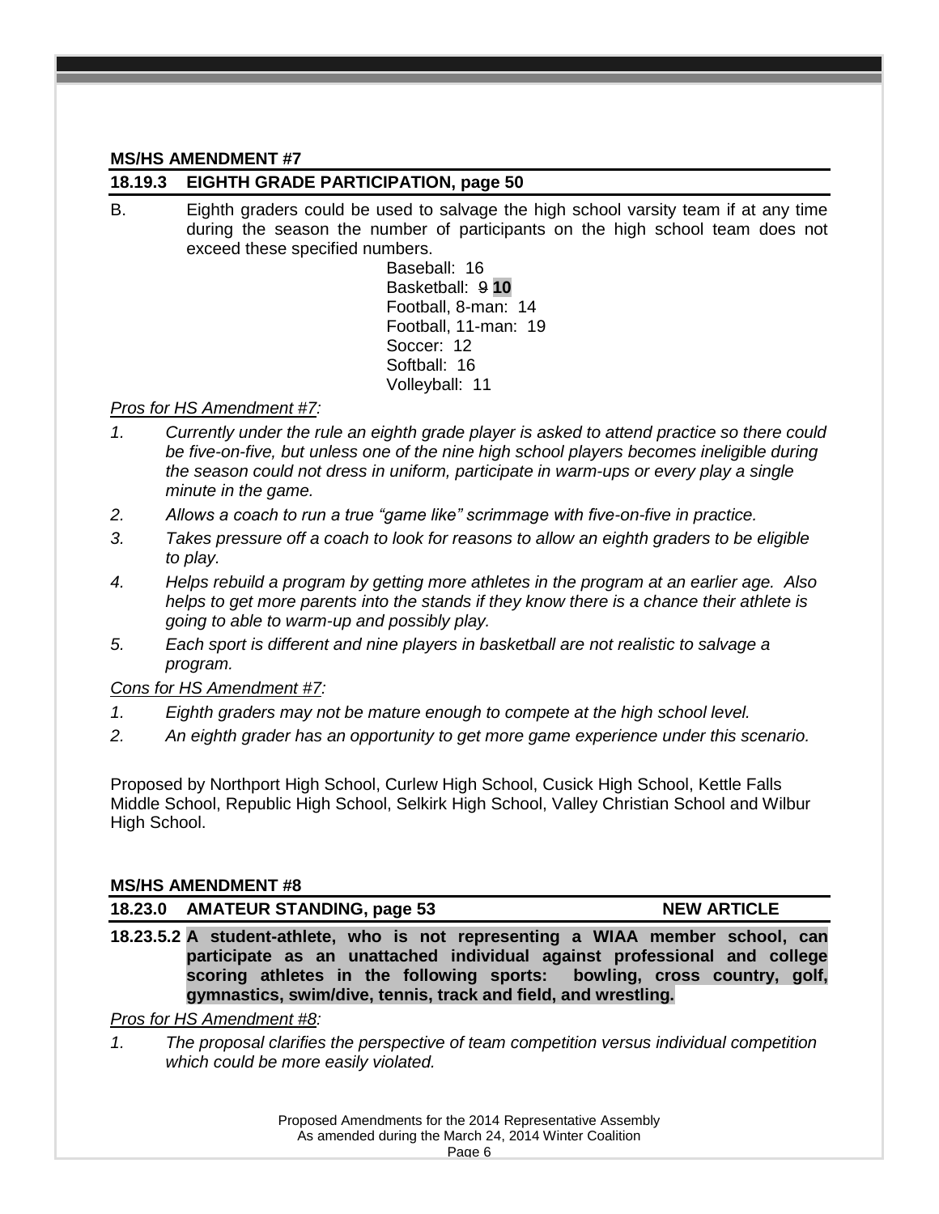**MS/HS AMENDMENT #7**

**18.19.3 EIGHTH GRADE PARTICIPATION, page 50**

B. Eighth graders could be used to salvage the high school varsity team if at any time during the season the number of participants on the high school team does not exceed these specified numbers.

Baseball: 16
Basketball: ~~9~~ **10**
Football, 8-man: 14
Football, 11-man: 19
Soccer: 12
Softball: 16
Volleyball: 11

*Pros for HS Amendment #7:*

1. *Currently under the rule an eighth grade player is asked to attend practice so there could be five-on-five, but unless one of the nine high school players becomes ineligible during the season could not dress in uniform, participate in warm-ups or every play a single minute in the game.*
2. *Allows a coach to run a true "game like" scrimmage with five-on-five in practice.*
3. *Takes pressure off a coach to look for reasons to allow an eighth graders to be eligible to play.*
4. *Helps rebuild a program by getting more athletes in the program at an earlier age. Also helps to get more parents into the stands if they know there is a chance their athlete is going to able to warm-up and possibly play.*
5. *Each sport is different and nine players in basketball are not realistic to salvage a program.*

*Cons for HS Amendment #7:*

1. *Eighth graders may not be mature enough to compete at the high school level.*
2. *An eighth grader has an opportunity to get more game experience under this scenario.*

Proposed by Northport High School, Curlew High School, Cusick High School, Kettle Falls Middle School, Republic High School, Selkirk High School, Valley Christian School and Wilbur High School.

**MS/HS AMENDMENT #8**

**18.23.0 AMATEUR STANDING, page 53** **NEW ARTICLE**

**18.23.5.2 A student-athlete, who is not representing a WIAA member school, can participate as an unattached individual against professional and college scoring athletes in the following sports: bowling, cross country, golf, gymnastics, swim/dive, tennis, track and field, and wrestling.**

*Pros for HS Amendment #8:*

1. *The proposal clarifies the perspective of team competition versus individual competition which could be more easily violated.*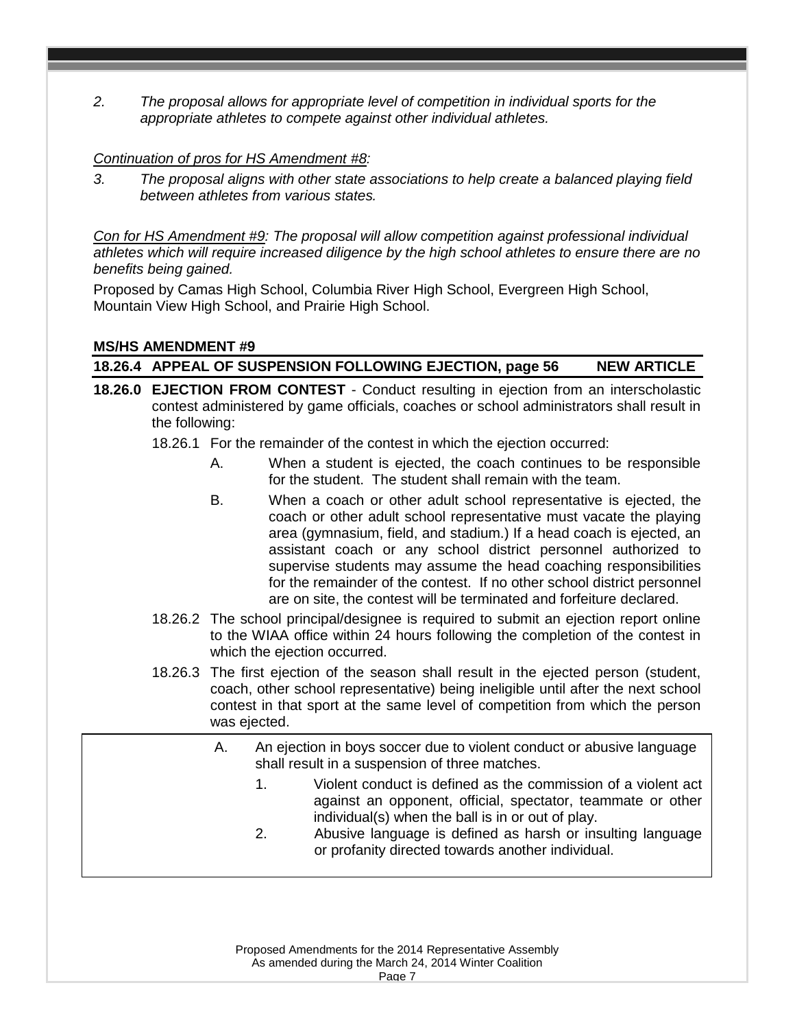*2. The proposal allows for appropriate level of competition in individual sports for the appropriate athletes to compete against other individual athletes.*

*<u>Continuation of pros for HS Amendment #8</u>:*

*3. The proposal aligns with other state associations to help create a balanced playing field between athletes from various states.*

*<u>Con for HS Amendment #9</u>: The proposal will allow competition against professional individual athletes which will require increased diligence by the high school athletes to ensure there are no benefits being gained.*

Proposed by Camas High School, Columbia River High School, Evergreen High School, Mountain View High School, and Prairie High School.

**MS/HS AMENDMENT #9**

**18.26.4 APPEAL OF SUSPENSION FOLLOWING EJECTION, page 56 NEW ARTICLE**

**18.26.0 EJECTION FROM CONTEST** - Conduct resulting in ejection from an interscholastic contest administered by game officials, coaches or school administrators shall result in the following:

18.26.1 For the remainder of the contest in which the ejection occurred:

A. When a student is ejected, the coach continues to be responsible for the student. The student shall remain with the team.

B. When a coach or other adult school representative is ejected, the coach or other adult school representative must vacate the playing area (gymnasium, field, and stadium.) If a head coach is ejected, an assistant coach or any school district personnel authorized to supervise students may assume the head coaching responsibilities for the remainder of the contest. If no other school district personnel are on site, the contest will be terminated and forfeiture declared.

18.26.2 The school principal/designee is required to submit an ejection report online to the WIAA office within 24 hours following the completion of the contest in which the ejection occurred.

18.26.3 The first ejection of the season shall result in the ejected person (student, coach, other school representative) being ineligible until after the next school contest in that sport at the same level of competition from which the person was ejected.

A. An ejection in boys soccer due to violent conduct or abusive language shall result in a suspension of three matches.

1. Violent conduct is defined as the commission of a violent act against an opponent, official, spectator, teammate or other individual(s) when the ball is in or out of play.

2. Abusive language is defined as harsh or insulting language or profanity directed towards another individual.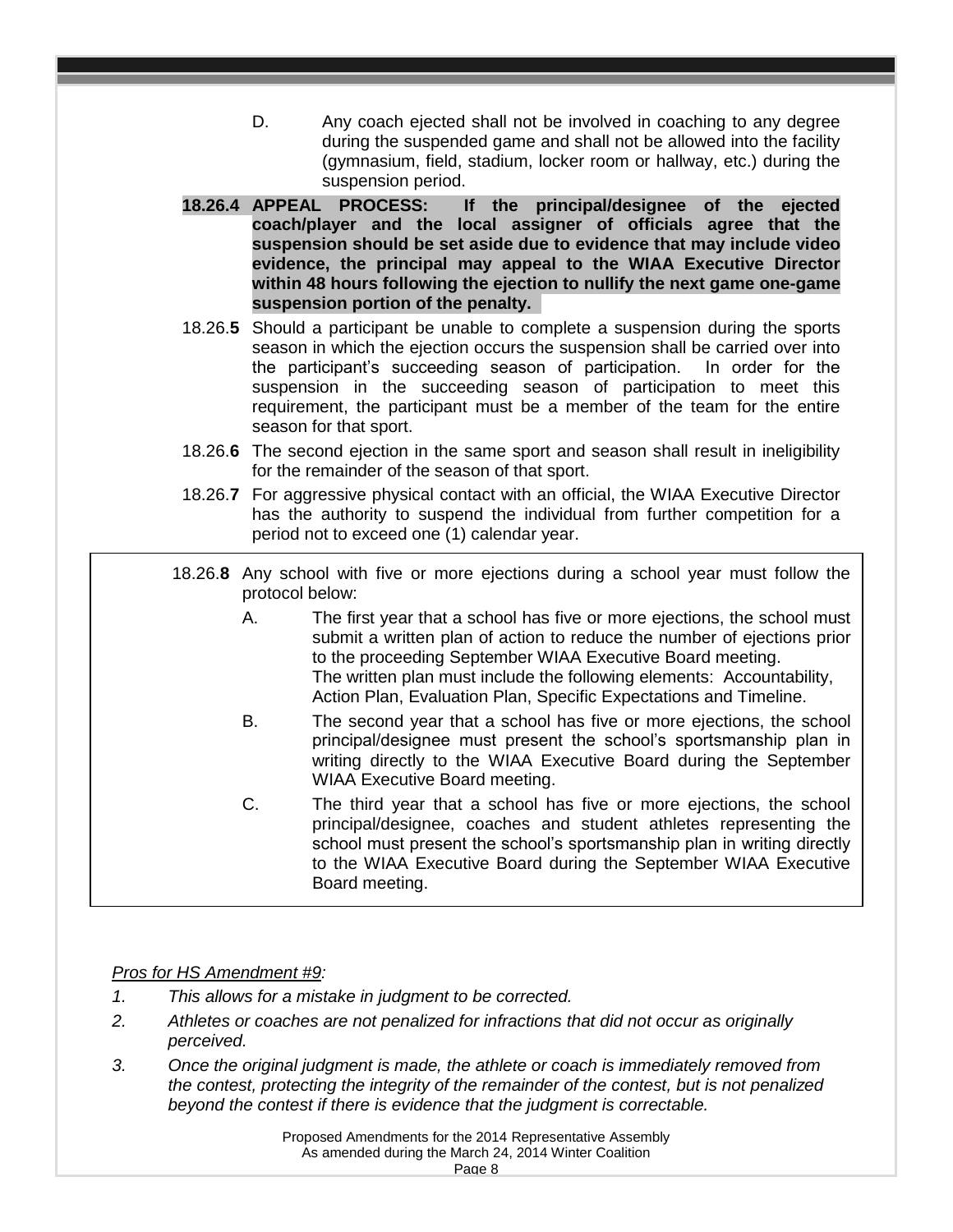D. Any coach ejected shall not be involved in coaching to any degree during the suspended game and shall not be allowed into the facility (gymnasium, field, stadium, locker room or hallway, etc.) during the suspension period.

**18.26.4 APPEAL PROCESS: If the principal/designee of the ejected coach/player and the local assigner of officials agree that the suspension should be set aside due to evidence that may include video evidence, the principal may appeal to the WIAA Executive Director within 48 hours following the ejection to nullify the next game one-game suspension portion of the penalty.**

18.26.**5** Should a participant be unable to complete a suspension during the sports season in which the ejection occurs the suspension shall be carried over into the participant's succeeding season of participation. In order for the suspension in the succeeding season of participation to meet this requirement, the participant must be a member of the team for the entire season for that sport.

18.26.**6** The second ejection in the same sport and season shall result in ineligibility for the remainder of the season of that sport.

18.26.**7** For aggressive physical contact with an official, the WIAA Executive Director has the authority to suspend the individual from further competition for a period not to exceed one (1) calendar year.

18.26.**8** Any school with five or more ejections during a school year must follow the protocol below:

A. The first year that a school has five or more ejections, the school must submit a written plan of action to reduce the number of ejections prior to the proceeding September WIAA Executive Board meeting. The written plan must include the following elements: Accountability, Action Plan, Evaluation Plan, Specific Expectations and Timeline.

B. The second year that a school has five or more ejections, the school principal/designee must present the school's sportsmanship plan in writing directly to the WIAA Executive Board during the September WIAA Executive Board meeting.

C. The third year that a school has five or more ejections, the school principal/designee, coaches and student athletes representing the school must present the school's sportsmanship plan in writing directly to the WIAA Executive Board during the September WIAA Executive Board meeting.

*<u>Pros for HS Amendment #9</u>:*

1. *This allows for a mistake in judgment to be corrected.*
2. *Athletes or coaches are not penalized for infractions that did not occur as originally perceived.*
3. *Once the original judgment is made, the athlete or coach is immediately removed from the contest, protecting the integrity of the remainder of the contest, but is not penalized beyond the contest if there is evidence that the judgment is correctable.*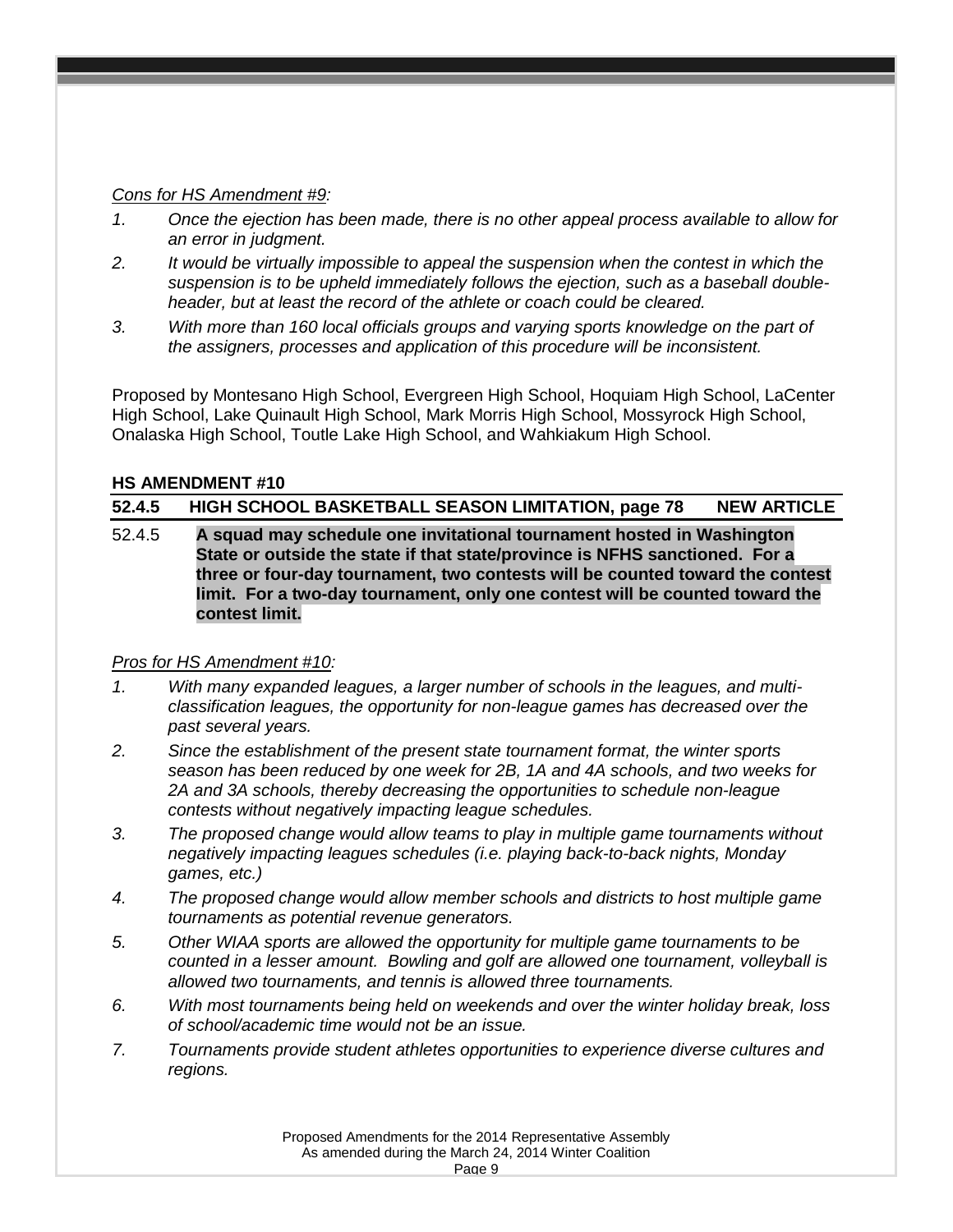*<u>Cons for HS Amendment #9</u>:*

1. *Once the ejection has been made, there is no other appeal process available to allow for an error in judgment.*
2. *It would be virtually impossible to appeal the suspension when the contest in which the suspension is to be upheld immediately follows the ejection, such as a baseball double-header, but at least the record of the athlete or coach could be cleared.*
3. *With more than 160 local officials groups and varying sports knowledge on the part of the assigners, processes and application of this procedure will be inconsistent.*

Proposed by Montesano High School, Evergreen High School, Hoquiam High School, LaCenter High School, Lake Quinault High School, Mark Morris High School, Mossyrock High School, Onalaska High School, Toutle Lake High School, and Wahkiakum High School.

**HS AMENDMENT #10**

**52.4.5 HIGH SCHOOL BASKETBALL SEASON LIMITATION, page 78 NEW ARTICLE**

52.4.5 **A squad may schedule one invitational tournament hosted in Washington State or outside the state if that state/province is NFHS sanctioned. For a three or four-day tournament, two contests will be counted toward the contest limit. For a two-day tournament, only one contest will be counted toward the contest limit.**

*<u>Pros for HS Amendment #10</u>:*

1. *With many expanded leagues, a larger number of schools in the leagues, and multi-classification leagues, the opportunity for non-league games has decreased over the past several years.*
2. *Since the establishment of the present state tournament format, the winter sports season has been reduced by one week for 2B, 1A and 4A schools, and two weeks for 2A and 3A schools, thereby decreasing the opportunities to schedule non-league contests without negatively impacting league schedules.*
3. *The proposed change would allow teams to play in multiple game tournaments without negatively impacting leagues schedules (i.e. playing back-to-back nights, Monday games, etc.)*
4. *The proposed change would allow member schools and districts to host multiple game tournaments as potential revenue generators.*
5. *Other WIAA sports are allowed the opportunity for multiple game tournaments to be counted in a lesser amount. Bowling and golf are allowed one tournament, volleyball is allowed two tournaments, and tennis is allowed three tournaments.*
6. *With most tournaments being held on weekends and over the winter holiday break, loss of school/academic time would not be an issue.*
7. *Tournaments provide student athletes opportunities to experience diverse cultures and regions.*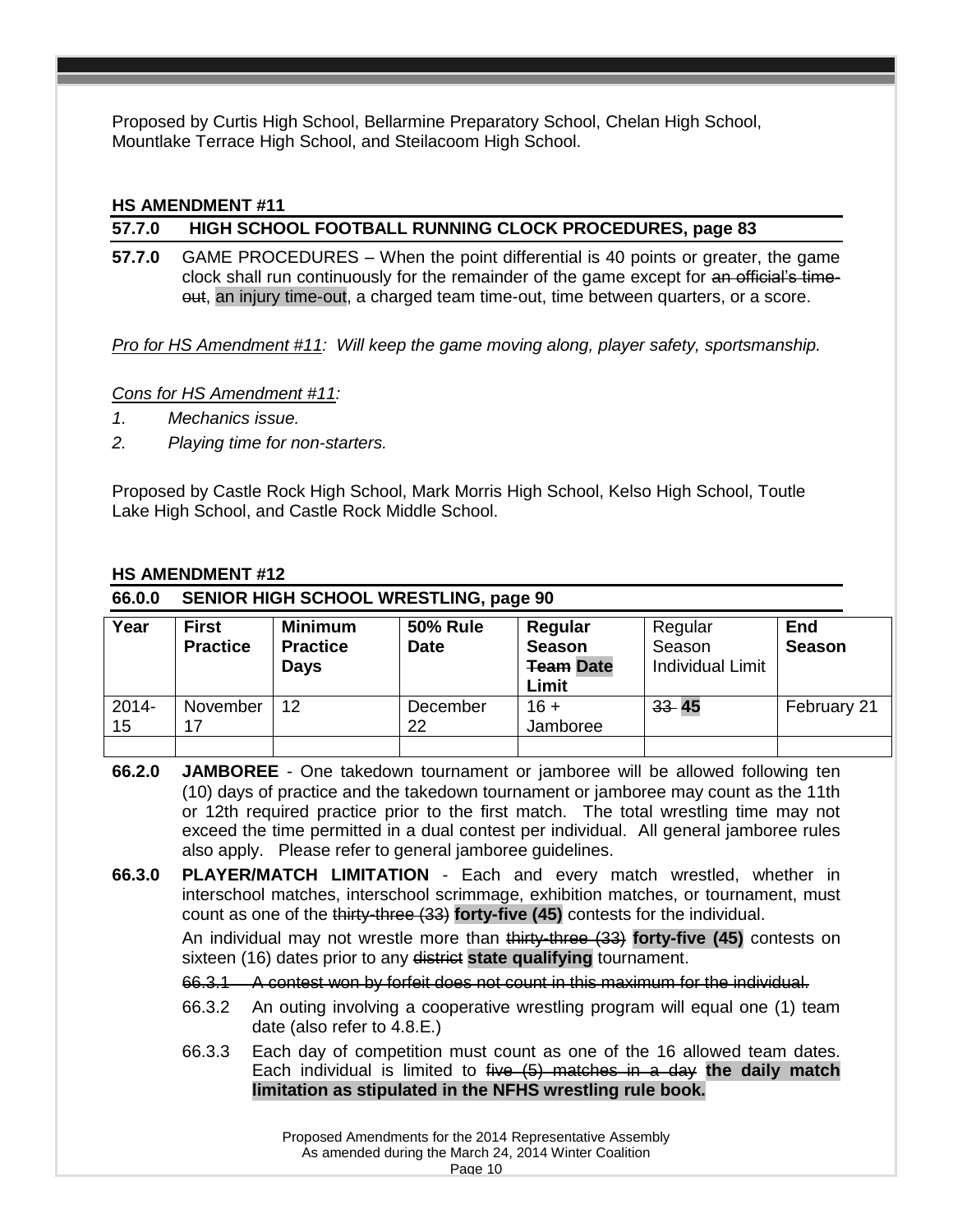Proposed by Curtis High School, Bellarmine Preparatory School, Chelan High School, Mountlake Terrace High School, and Steilacoom High School.

**HS AMENDMENT #11**

**57.7.0 HIGH SCHOOL FOOTBALL RUNNING CLOCK PROCEDURES, page 83**

**57.7.0** GAME PROCEDURES – When the point differential is 40 points or greater, the game clock shall run continuously for the remainder of the game except for ~~an official's time-out~~, an injury time-out, a charged team time-out, time between quarters, or a score.

*Pro for HS Amendment #11: Will keep the game moving along, player safety, sportsmanship.*

*Cons for HS Amendment #11:*

1. *Mechanics issue.*
2. *Playing time for non-starters.*

Proposed by Castle Rock High School, Mark Morris High School, Kelso High School, Toutle Lake High School, and Castle Rock Middle School.

**HS AMENDMENT #12**

**66.0.0 SENIOR HIGH SCHOOL WRESTLING, page 90**

| Year | First Practice | Minimum Practice Days | 50% Rule Date | Regular Season ~~Team~~ **Date** Limit | Regular Season Individual Limit | End Season |
|---|---|---|---|---|---|---|
| 2014-15 | November 17 | 12 | December 22 | 16 + Jamboree | ~~33~~ **45** | February 21 |
| | | | | | | |

**66.2.0** **JAMBOREE** - One takedown tournament or jamboree will be allowed following ten (10) days of practice and the takedown tournament or jamboree may count as the 11th or 12th required practice prior to the first match. The total wrestling time may not exceed the time permitted in a dual contest per individual. All general jamboree rules also apply. Please refer to general jamboree guidelines.

**66.3.0** **PLAYER/MATCH LIMITATION** - Each and every match wrestled, whether in interschool matches, interschool scrimmage, exhibition matches, or tournament, must count as one of the ~~thirty-three (33)~~ **forty-five (45)** contests for the individual.

An individual may not wrestle more than ~~thirty-three (33)~~ **forty-five (45)** contests on sixteen (16) dates prior to any ~~district~~ **state qualifying** tournament.

~~66.3.1 A contest won by forfeit does not count in this maximum for the individual.~~

66.3.2 An outing involving a cooperative wrestling program will equal one (1) team date (also refer to 4.8.E.)

66.3.3 Each day of competition must count as one of the 16 allowed team dates. Each individual is limited to ~~five (5) matches in a day~~ **the daily match limitation as stipulated in the NFHS wrestling rule book.**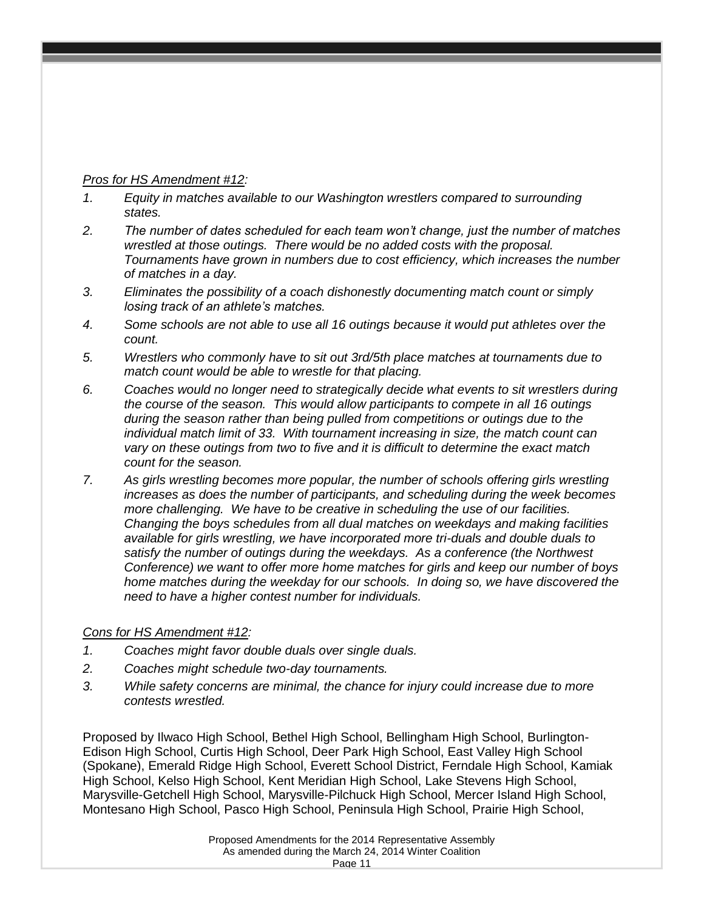*Pros for HS Amendment #12:*

1. *Equity in matches available to our Washington wrestlers compared to surrounding states.*
2. *The number of dates scheduled for each team won't change, just the number of matches wrestled at those outings. There would be no added costs with the proposal. Tournaments have grown in numbers due to cost efficiency, which increases the number of matches in a day.*
3. *Eliminates the possibility of a coach dishonestly documenting match count or simply losing track of an athlete's matches.*
4. *Some schools are not able to use all 16 outings because it would put athletes over the count.*
5. *Wrestlers who commonly have to sit out 3rd/5th place matches at tournaments due to match count would be able to wrestle for that placing.*
6. *Coaches would no longer need to strategically decide what events to sit wrestlers during the course of the season. This would allow participants to compete in all 16 outings during the season rather than being pulled from competitions or outings due to the individual match limit of 33. With tournament increasing in size, the match count can vary on these outings from two to five and it is difficult to determine the exact match count for the season.*
7. *As girls wrestling becomes more popular, the number of schools offering girls wrestling increases as does the number of participants, and scheduling during the week becomes more challenging. We have to be creative in scheduling the use of our facilities. Changing the boys schedules from all dual matches on weekdays and making facilities available for girls wrestling, we have incorporated more tri-duals and double duals to satisfy the number of outings during the weekdays. As a conference (the Northwest Conference) we want to offer more home matches for girls and keep our number of boys home matches during the weekday for our schools. In doing so, we have discovered the need to have a higher contest number for individuals.*

*Cons for HS Amendment #12:*

1. *Coaches might favor double duals over single duals.*
2. *Coaches might schedule two-day tournaments.*
3. *While safety concerns are minimal, the chance for injury could increase due to more contests wrestled.*

Proposed by Ilwaco High School, Bethel High School, Bellingham High School, Burlington-Edison High School, Curtis High School, Deer Park High School, East Valley High School (Spokane), Emerald Ridge High School, Everett School District, Ferndale High School, Kamiak High School, Kelso High School, Kent Meridian High School, Lake Stevens High School, Marysville-Getchell High School, Marysville-Pilchuck High School, Mercer Island High School, Montesano High School, Pasco High School, Peninsula High School, Prairie High School,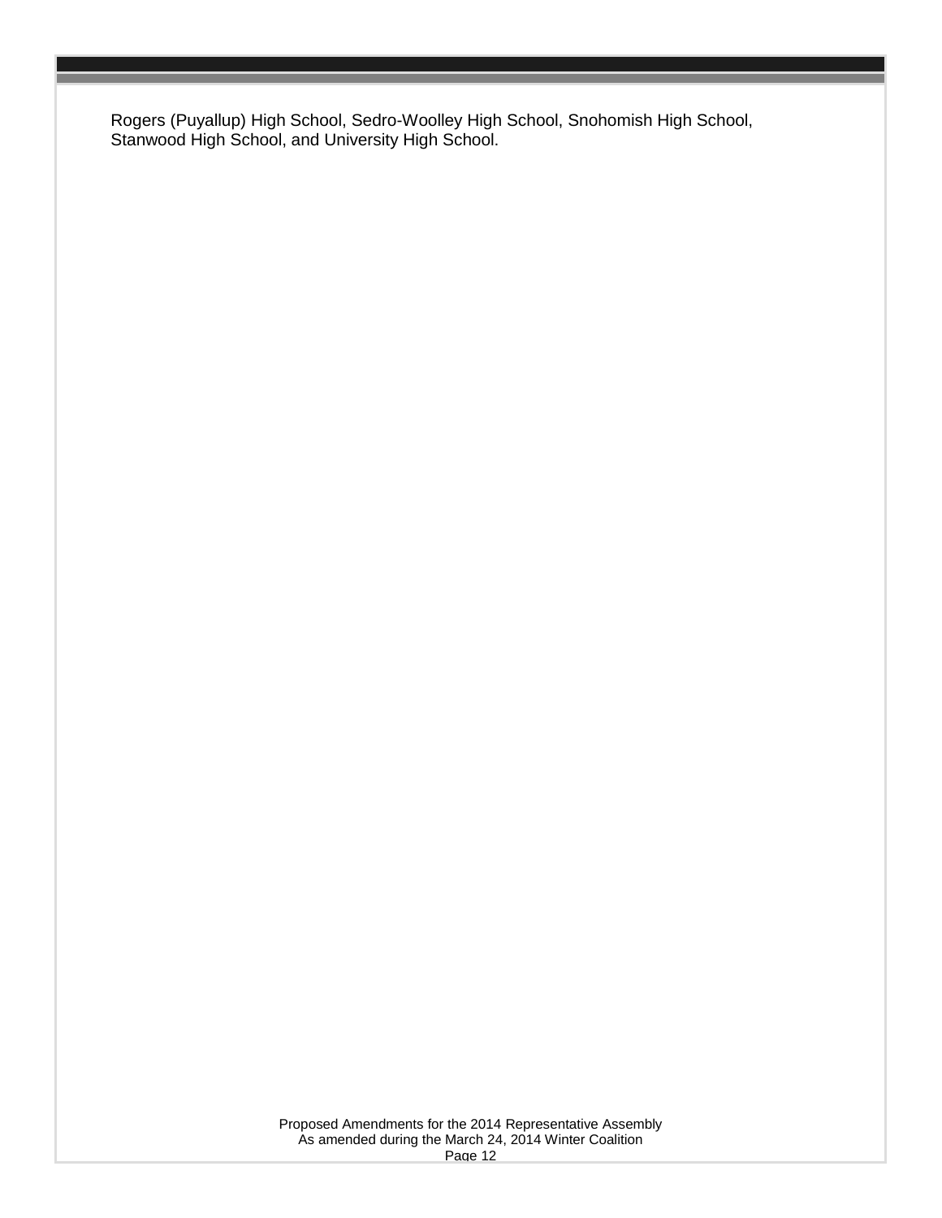Rogers (Puyallup) High School, Sedro-Woolley High School, Snohomish High School, Stanwood High School, and University High School.